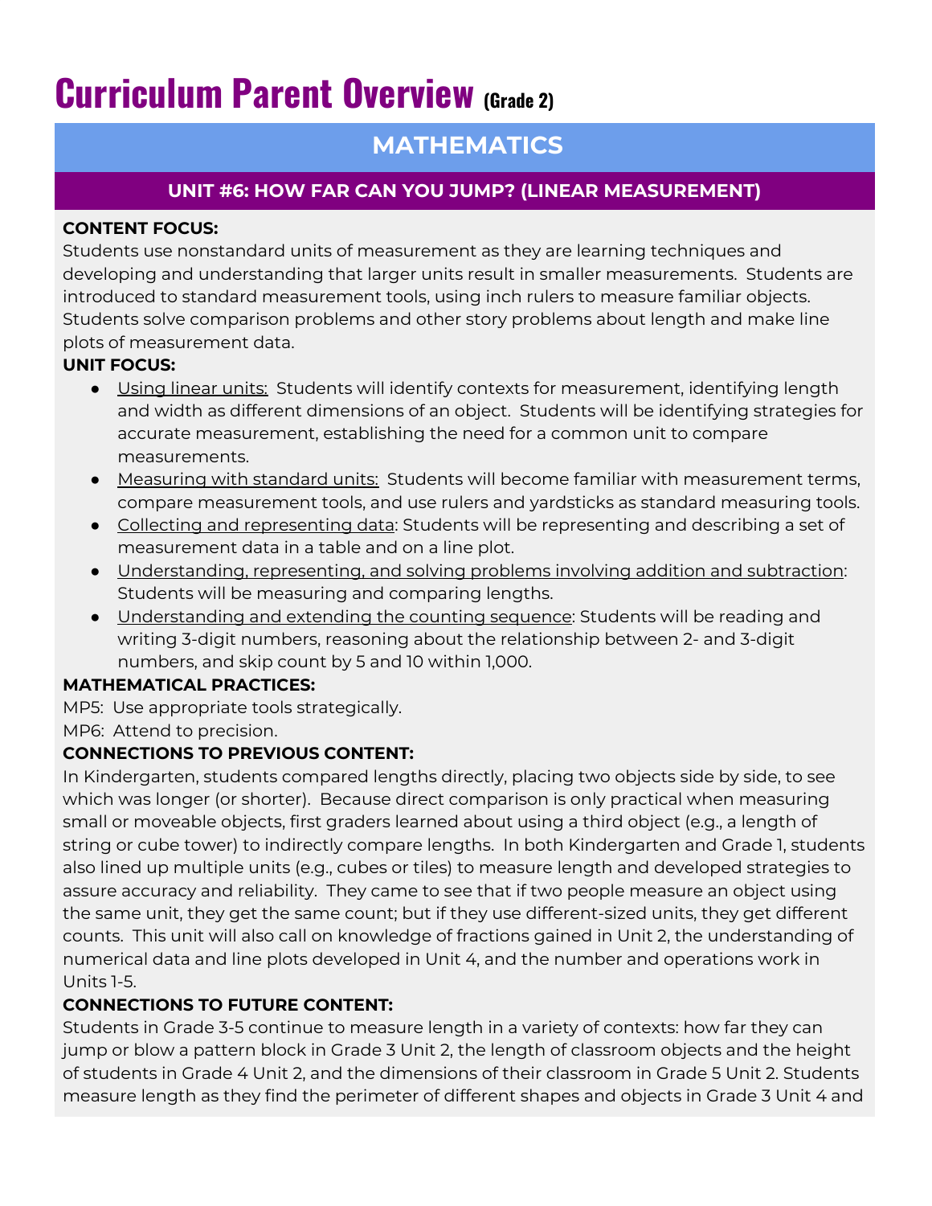# Curriculum Parent Overview (Grade 2)

## MATHEMATICS

### UNIT #6: HOW FAR CAN YOU JUMP? (LINEAR MEASUREMENT)

**CONTENT FOCUS:**
Students use nonstandard units of measurement as they are learning techniques and developing and understanding that larger units result in smaller measurements. Students are introduced to standard measurement tools, using inch rulers to measure familiar objects. Students solve comparison problems and other story problems about length and make line plots of measurement data.

**UNIT FOCUS:**

- Using linear units: Students will identify contexts for measurement, identifying length and width as different dimensions of an object. Students will be identifying strategies for accurate measurement, establishing the need for a common unit to compare measurements.
- Measuring with standard units: Students will become familiar with measurement terms, compare measurement tools, and use rulers and yardsticks as standard measuring tools.
- Collecting and representing data: Students will be representing and describing a set of measurement data in a table and on a line plot.
- Understanding, representing, and solving problems involving addition and subtraction: Students will be measuring and comparing lengths.
- Understanding and extending the counting sequence: Students will be reading and writing 3-digit numbers, reasoning about the relationship between 2- and 3-digit numbers, and skip count by 5 and 10 within 1,000.

**MATHEMATICAL PRACTICES:**
MP5: Use appropriate tools strategically.
MP6: Attend to precision.

**CONNECTIONS TO PREVIOUS CONTENT:**
In Kindergarten, students compared lengths directly, placing two objects side by side, to see which was longer (or shorter). Because direct comparison is only practical when measuring small or moveable objects, first graders learned about using a third object (e.g., a length of string or cube tower) to indirectly compare lengths. In both Kindergarten and Grade 1, students also lined up multiple units (e.g., cubes or tiles) to measure length and developed strategies to assure accuracy and reliability. They came to see that if two people measure an object using the same unit, they get the same count; but if they use different-sized units, they get different counts. This unit will also call on knowledge of fractions gained in Unit 2, the understanding of numerical data and line plots developed in Unit 4, and the number and operations work in Units 1-5.

**CONNECTIONS TO FUTURE CONTENT:**
Students in Grade 3-5 continue to measure length in a variety of contexts: how far they can jump or blow a pattern block in Grade 3 Unit 2, the length of classroom objects and the height of students in Grade 4 Unit 2, and the dimensions of their classroom in Grade 5 Unit 2. Students measure length as they find the perimeter of different shapes and objects in Grade 3 Unit 4 and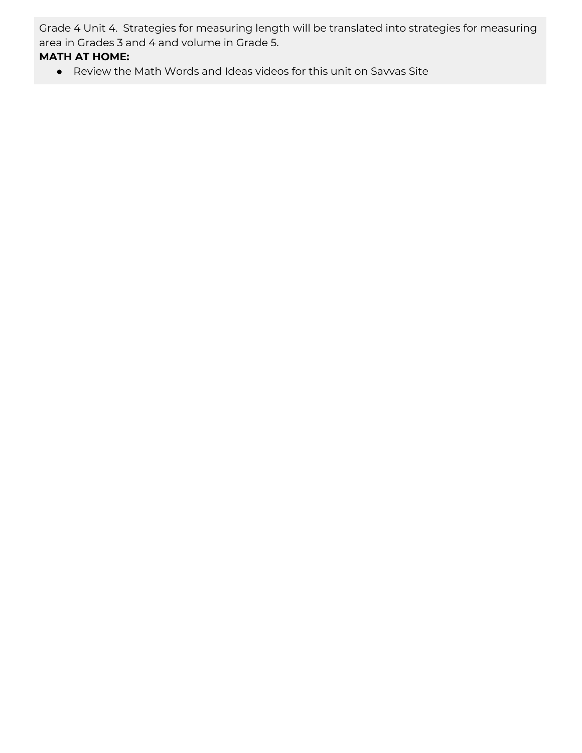Grade 4 Unit 4. Strategies for measuring length will be translated into strategies for measuring area in Grades 3 and 4 and volume in Grade 5.

**MATH AT HOME:**

- Review the Math Words and Ideas videos for this unit on Savvas Site